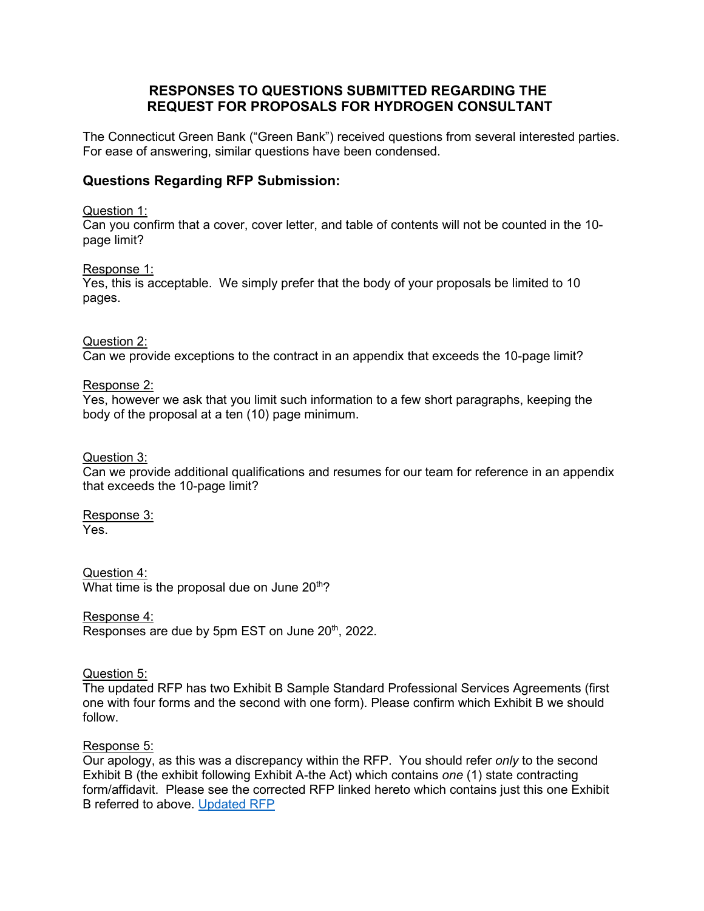# RESPONSES TO QUESTIONS SUBMITTED REGARDING THE REQUEST FOR PROPOSALS FOR HYDROGEN CONSULTANT

The Connecticut Green Bank ("Green Bank") received questions from several interested parties. For ease of answering, similar questions have been condensed.

## Questions Regarding RFP Submission:

Question 1:
Can you confirm that a cover, cover letter, and table of contents will not be counted in the 10-page limit?

Response 1:
Yes, this is acceptable. We simply prefer that the body of your proposals be limited to 10 pages.

Question 2:
Can we provide exceptions to the contract in an appendix that exceeds the 10-page limit?

Response 2:
Yes, however we ask that you limit such information to a few short paragraphs, keeping the body of the proposal at a ten (10) page minimum.

Question 3:
Can we provide additional qualifications and resumes for our team for reference in an appendix that exceeds the 10-page limit?

Response 3:
Yes.

Question 4:
What time is the proposal due on June 20th?

Response 4:
Responses are due by 5pm EST on June 20th, 2022.

Question 5:
The updated RFP has two Exhibit B Sample Standard Professional Services Agreements (first one with four forms and the second with one form). Please confirm which Exhibit B we should follow.

Response 5:
Our apology, as this was a discrepancy within the RFP. You should refer *only* to the second Exhibit B (the exhibit following Exhibit A-the Act) which contains *one* (1) state contracting form/affidavit. Please see the corrected RFP linked hereto which contains just this one Exhibit B referred to above. Updated RFP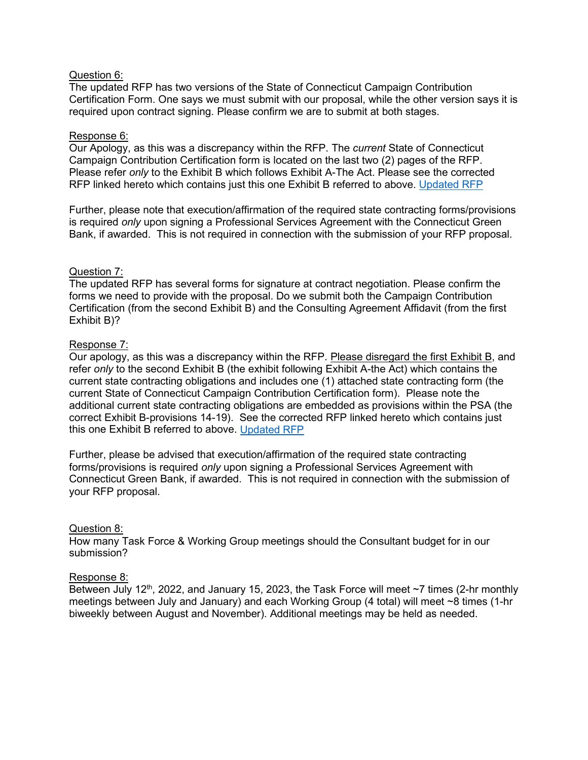Question 6:
The updated RFP has two versions of the State of Connecticut Campaign Contribution Certification Form. One says we must submit with our proposal, while the other version says it is required upon contract signing. Please confirm we are to submit at both stages.

Response 6:
Our Apology, as this was a discrepancy within the RFP. The *current* State of Connecticut Campaign Contribution Certification form is located on the last two (2) pages of the RFP. Please refer *only* to the Exhibit B which follows Exhibit A-The Act. Please see the corrected RFP linked hereto which contains just this one Exhibit B referred to above. [Updated RFP]

Further, please note that execution/affirmation of the required state contracting forms/provisions is required *only* upon signing a Professional Services Agreement with the Connecticut Green Bank, if awarded. This is not required in connection with the submission of your RFP proposal.

Question 7:
The updated RFP has several forms for signature at contract negotiation. Please confirm the forms we need to provide with the proposal. Do we submit both the Campaign Contribution Certification (from the second Exhibit B) and the Consulting Agreement Affidavit (from the first Exhibit B)?

Response 7:
Our apology, as this was a discrepancy within the RFP. Please disregard the first Exhibit B, and refer *only* to the second Exhibit B (the exhibit following Exhibit A-the Act) which contains the current state contracting obligations and includes one (1) attached state contracting form (the current State of Connecticut Campaign Contribution Certification form). Please note the additional current state contracting obligations are embedded as provisions within the PSA (the correct Exhibit B-provisions 14-19). See the corrected RFP linked hereto which contains just this one Exhibit B referred to above. [Updated RFP]

Further, please be advised that execution/affirmation of the required state contracting forms/provisions is required *only* upon signing a Professional Services Agreement with Connecticut Green Bank, if awarded. This is not required in connection with the submission of your RFP proposal.

Question 8:
How many Task Force & Working Group meetings should the Consultant budget for in our submission?

Response 8:
Between July 12th, 2022, and January 15, 2023, the Task Force will meet ~7 times (2-hr monthly meetings between July and January) and each Working Group (4 total) will meet ~8 times (1-hr biweekly between August and November). Additional meetings may be held as needed.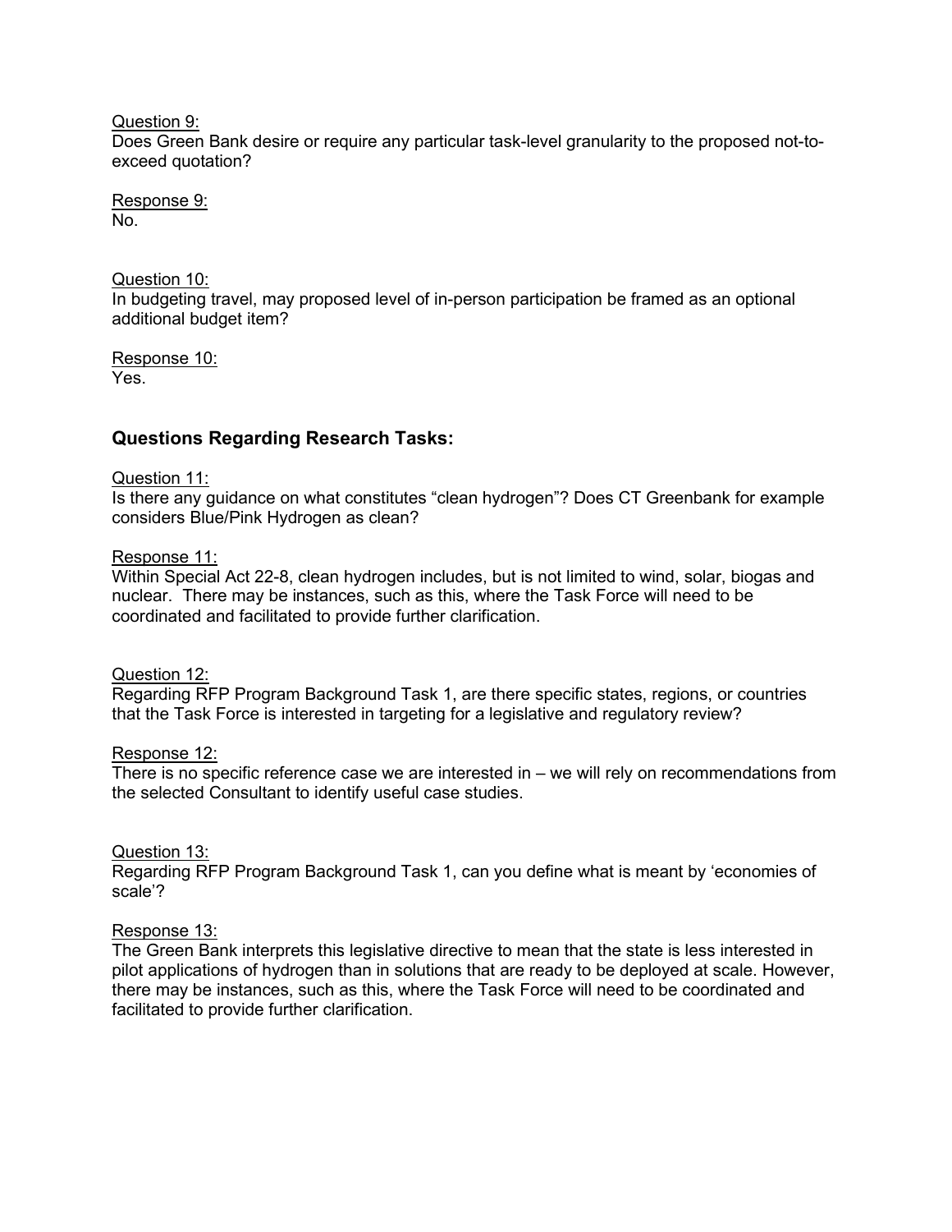Question 9:
Does Green Bank desire or require any particular task-level granularity to the proposed not-to-exceed quotation?

Response 9:
No.

Question 10:
In budgeting travel, may proposed level of in-person participation be framed as an optional additional budget item?

Response 10:
Yes.

## Questions Regarding Research Tasks:

Question 11:
Is there any guidance on what constitutes "clean hydrogen"? Does CT Greenbank for example considers Blue/Pink Hydrogen as clean?

Response 11:
Within Special Act 22-8, clean hydrogen includes, but is not limited to wind, solar, biogas and nuclear. There may be instances, such as this, where the Task Force will need to be coordinated and facilitated to provide further clarification.

Question 12:
Regarding RFP Program Background Task 1, are there specific states, regions, or countries that the Task Force is interested in targeting for a legislative and regulatory review?

Response 12:
There is no specific reference case we are interested in – we will rely on recommendations from the selected Consultant to identify useful case studies.

Question 13:
Regarding RFP Program Background Task 1, can you define what is meant by 'economies of scale'?

Response 13:
The Green Bank interprets this legislative directive to mean that the state is less interested in pilot applications of hydrogen than in solutions that are ready to be deployed at scale. However, there may be instances, such as this, where the Task Force will need to be coordinated and facilitated to provide further clarification.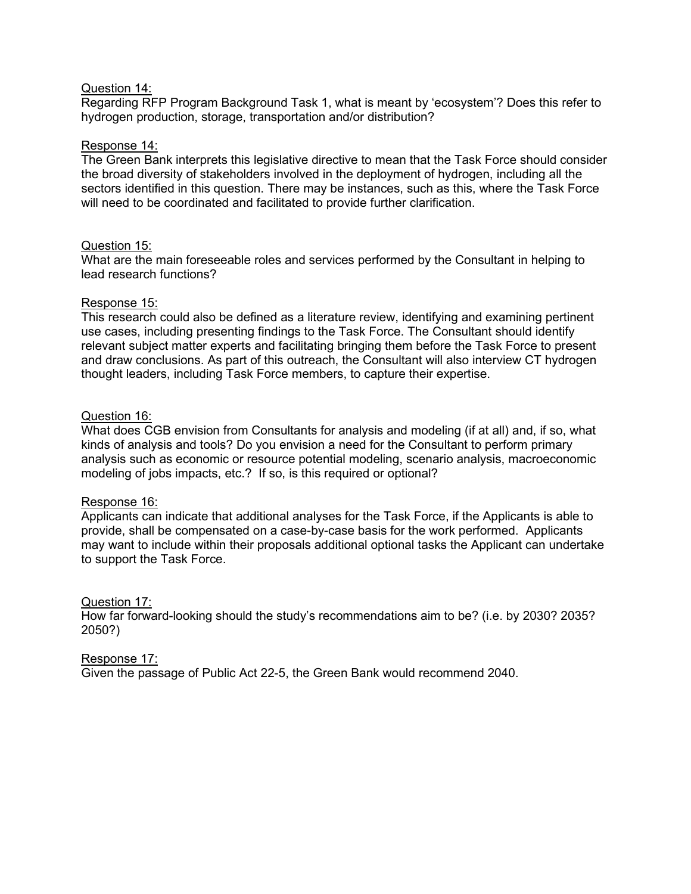Question 14:
Regarding RFP Program Background Task 1, what is meant by 'ecosystem'? Does this refer to hydrogen production, storage, transportation and/or distribution?

Response 14:
The Green Bank interprets this legislative directive to mean that the Task Force should consider the broad diversity of stakeholders involved in the deployment of hydrogen, including all the sectors identified in this question. There may be instances, such as this, where the Task Force will need to be coordinated and facilitated to provide further clarification.

Question 15:
What are the main foreseeable roles and services performed by the Consultant in helping to lead research functions?

Response 15:
This research could also be defined as a literature review, identifying and examining pertinent use cases, including presenting findings to the Task Force. The Consultant should identify relevant subject matter experts and facilitating bringing them before the Task Force to present and draw conclusions. As part of this outreach, the Consultant will also interview CT hydrogen thought leaders, including Task Force members, to capture their expertise.

Question 16:
What does CGB envision from Consultants for analysis and modeling (if at all) and, if so, what kinds of analysis and tools? Do you envision a need for the Consultant to perform primary analysis such as economic or resource potential modeling, scenario analysis, macroeconomic modeling of jobs impacts, etc.? If so, is this required or optional?

Response 16:
Applicants can indicate that additional analyses for the Task Force, if the Applicants is able to provide, shall be compensated on a case-by-case basis for the work performed. Applicants may want to include within their proposals additional optional tasks the Applicant can undertake to support the Task Force.

Question 17:
How far forward-looking should the study's recommendations aim to be? (i.e. by 2030? 2035? 2050?)

Response 17:
Given the passage of Public Act 22-5, the Green Bank would recommend 2040.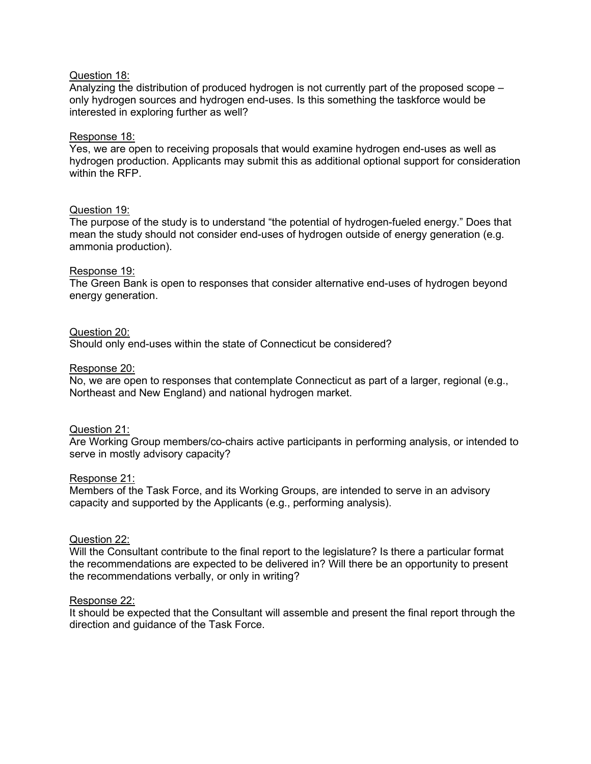<u>Question 18:</u>
Analyzing the distribution of produced hydrogen is not currently part of the proposed scope – only hydrogen sources and hydrogen end-uses. Is this something the taskforce would be interested in exploring further as well?

<u>Response 18:</u>
Yes, we are open to receiving proposals that would examine hydrogen end-uses as well as hydrogen production. Applicants may submit this as additional optional support for consideration within the RFP.

<u>Question 19:</u>
The purpose of the study is to understand "the potential of hydrogen-fueled energy." Does that mean the study should not consider end-uses of hydrogen outside of energy generation (e.g. ammonia production).

<u>Response 19:</u>
The Green Bank is open to responses that consider alternative end-uses of hydrogen beyond energy generation.

<u>Question 20:</u>
Should only end-uses within the state of Connecticut be considered?

<u>Response 20:</u>
No, we are open to responses that contemplate Connecticut as part of a larger, regional (e.g., Northeast and New England) and national hydrogen market.

<u>Question 21:</u>
Are Working Group members/co-chairs active participants in performing analysis, or intended to serve in mostly advisory capacity?

<u>Response 21:</u>
Members of the Task Force, and its Working Groups, are intended to serve in an advisory capacity and supported by the Applicants (e.g., performing analysis).

<u>Question 22:</u>
Will the Consultant contribute to the final report to the legislature? Is there a particular format the recommendations are expected to be delivered in? Will there be an opportunity to present the recommendations verbally, or only in writing?

<u>Response 22:</u>
It should be expected that the Consultant will assemble and present the final report through the direction and guidance of the Task Force.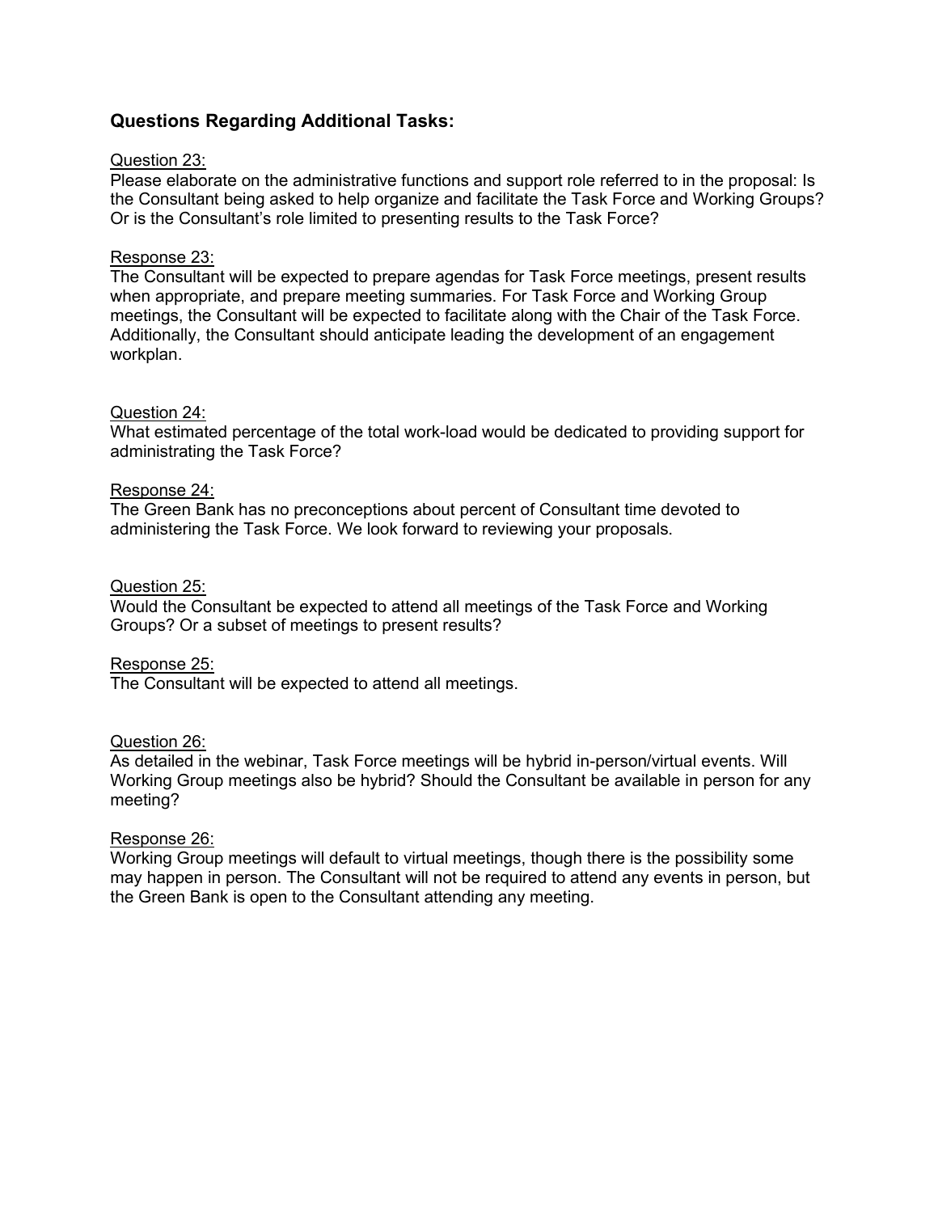## Questions Regarding Additional Tasks:

Question 23:
Please elaborate on the administrative functions and support role referred to in the proposal: Is the Consultant being asked to help organize and facilitate the Task Force and Working Groups? Or is the Consultant's role limited to presenting results to the Task Force?

Response 23:
The Consultant will be expected to prepare agendas for Task Force meetings, present results when appropriate, and prepare meeting summaries. For Task Force and Working Group meetings, the Consultant will be expected to facilitate along with the Chair of the Task Force. Additionally, the Consultant should anticipate leading the development of an engagement workplan.

Question 24:
What estimated percentage of the total work-load would be dedicated to providing support for administrating the Task Force?

Response 24:
The Green Bank has no preconceptions about percent of Consultant time devoted to administering the Task Force. We look forward to reviewing your proposals.

Question 25:
Would the Consultant be expected to attend all meetings of the Task Force and Working Groups? Or a subset of meetings to present results?

Response 25:
The Consultant will be expected to attend all meetings.

Question 26:
As detailed in the webinar, Task Force meetings will be hybrid in-person/virtual events. Will Working Group meetings also be hybrid? Should the Consultant be available in person for any meeting?

Response 26:
Working Group meetings will default to virtual meetings, though there is the possibility some may happen in person. The Consultant will not be required to attend any events in person, but the Green Bank is open to the Consultant attending any meeting.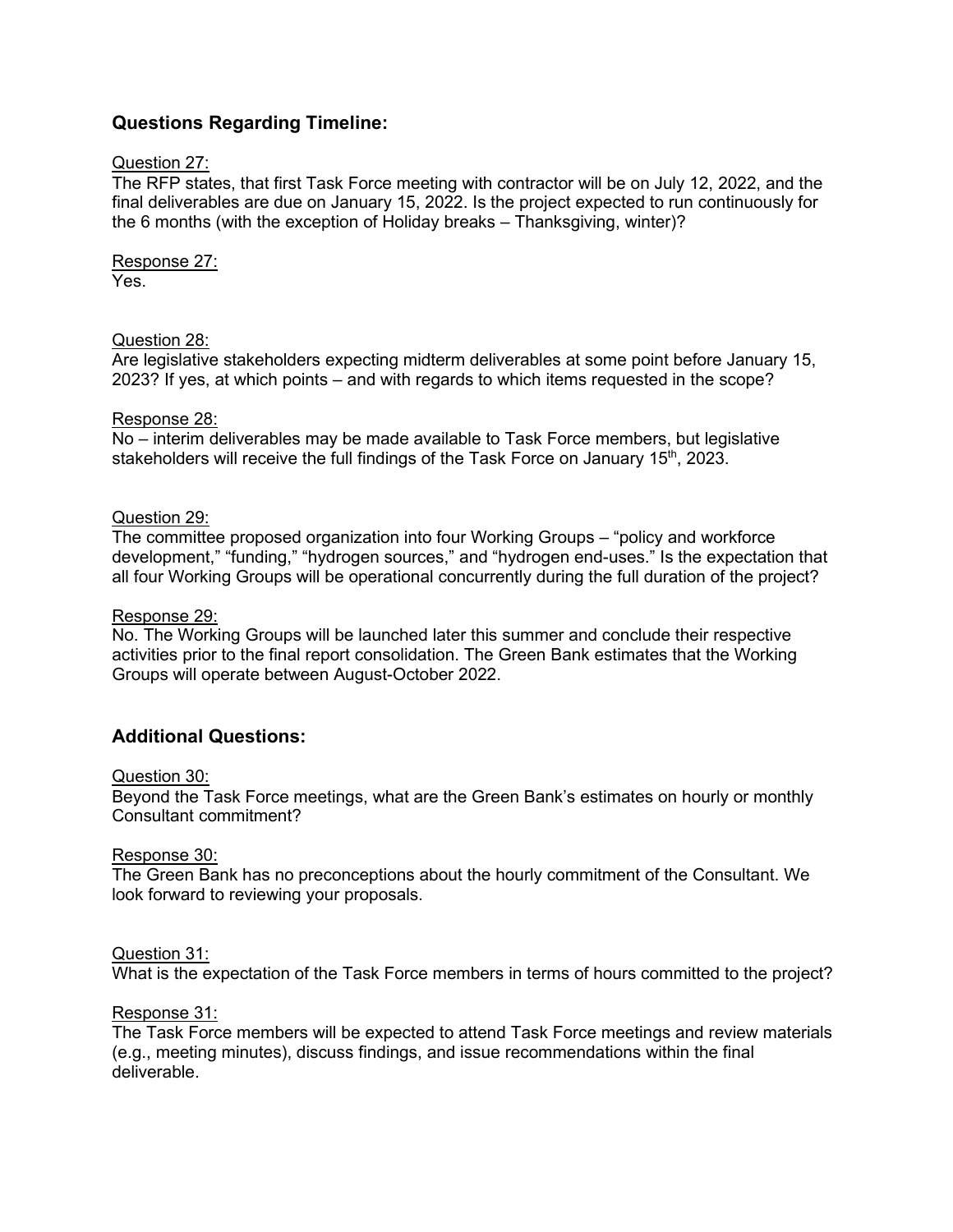## Questions Regarding Timeline:

Question 27:
The RFP states, that first Task Force meeting with contractor will be on July 12, 2022, and the final deliverables are due on January 15, 2022. Is the project expected to run continuously for the 6 months (with the exception of Holiday breaks – Thanksgiving, winter)?

Response 27:
Yes.

Question 28:
Are legislative stakeholders expecting midterm deliverables at some point before January 15, 2023? If yes, at which points – and with regards to which items requested in the scope?

Response 28:
No – interim deliverables may be made available to Task Force members, but legislative stakeholders will receive the full findings of the Task Force on January 15th, 2023.

Question 29:
The committee proposed organization into four Working Groups – "policy and workforce development," "funding," "hydrogen sources," and "hydrogen end-uses." Is the expectation that all four Working Groups will be operational concurrently during the full duration of the project?

Response 29:
No. The Working Groups will be launched later this summer and conclude their respective activities prior to the final report consolidation. The Green Bank estimates that the Working Groups will operate between August-October 2022.

## Additional Questions:

Question 30:
Beyond the Task Force meetings, what are the Green Bank's estimates on hourly or monthly Consultant commitment?

Response 30:
The Green Bank has no preconceptions about the hourly commitment of the Consultant. We look forward to reviewing your proposals.

Question 31:
What is the expectation of the Task Force members in terms of hours committed to the project?

Response 31:
The Task Force members will be expected to attend Task Force meetings and review materials (e.g., meeting minutes), discuss findings, and issue recommendations within the final deliverable.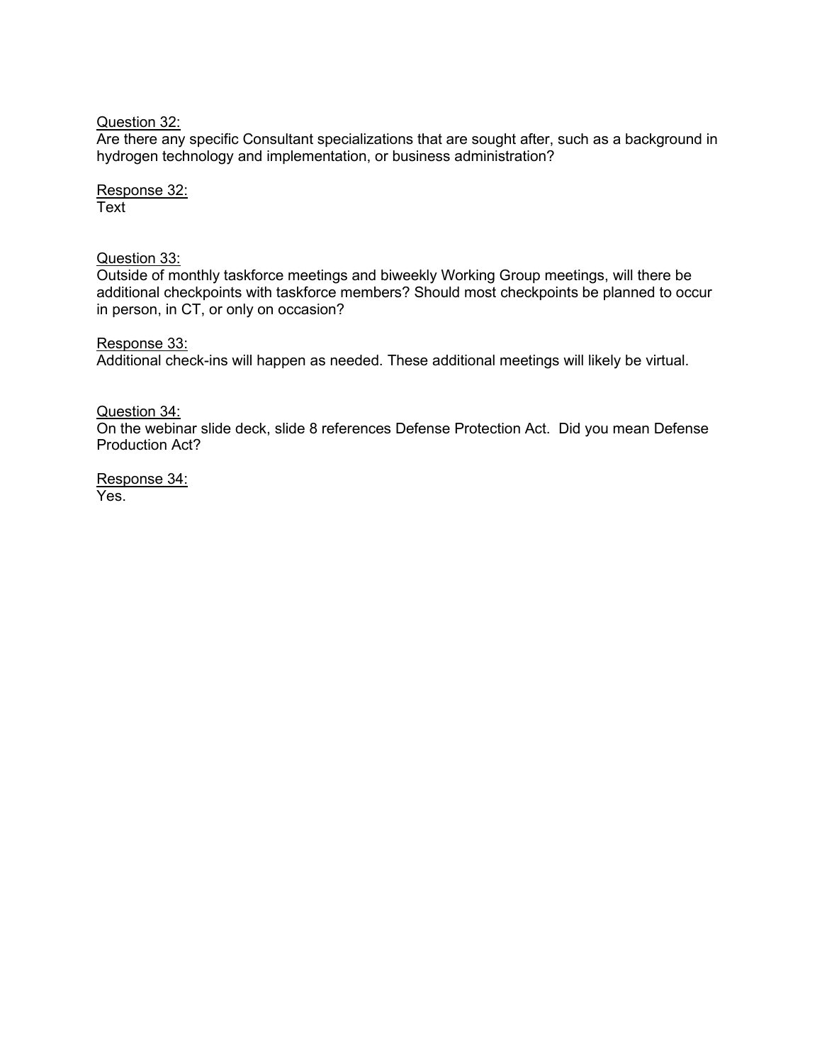<u>Question 32:</u>
Are there any specific Consultant specializations that are sought after, such as a background in hydrogen technology and implementation, or business administration?

<u>Response 32:</u>
Text

<u>Question 33:</u>
Outside of monthly taskforce meetings and biweekly Working Group meetings, will there be additional checkpoints with taskforce members? Should most checkpoints be planned to occur in person, in CT, or only on occasion?

<u>Response 33:</u>
Additional check-ins will happen as needed. These additional meetings will likely be virtual.

<u>Question 34:</u>
On the webinar slide deck, slide 8 references Defense Protection Act. Did you mean Defense Production Act?

<u>Response 34:</u>
Yes.